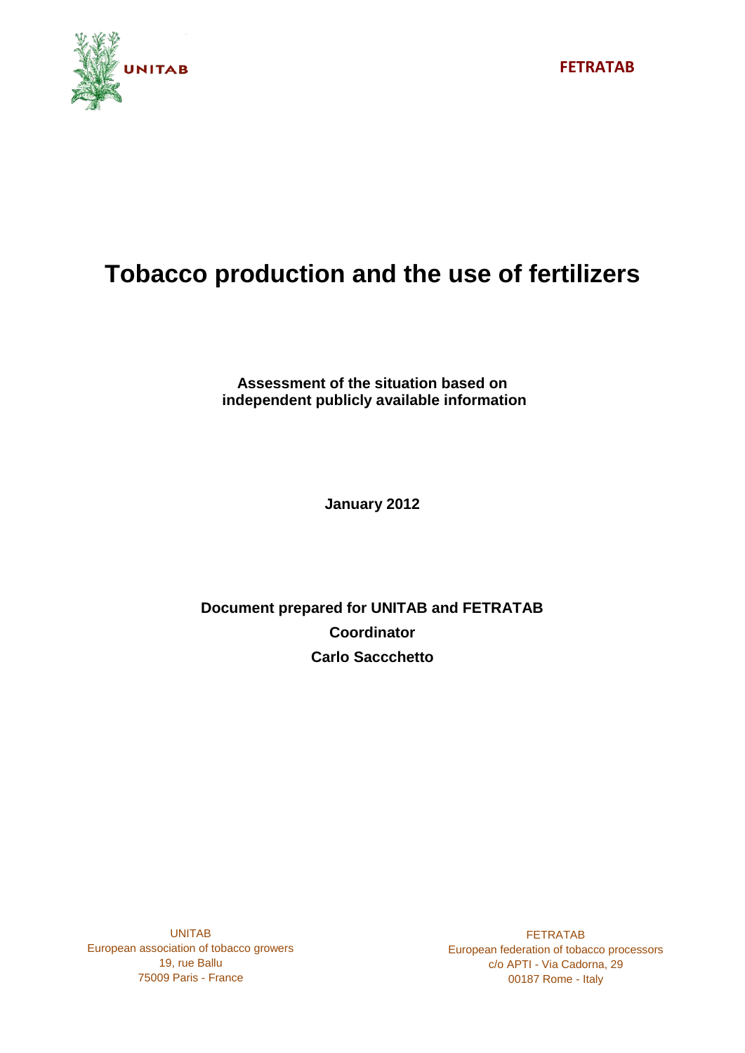UNITAB

FETRATAB

# Tobacco production and the use of fertilizers

**Assessment of the situation based on independent publicly available information**

**January 2012**

**Document prepared for UNITAB and FETRATAB**

**Coordinator**

**Carlo Saccchetto**

UNITAB
European association of tobacco growers
19, rue Ballu
75009 Paris - France

FETRATAB
European federation of tobacco processors
c/o APTI - Via Cadorna, 29
00187 Rome - Italy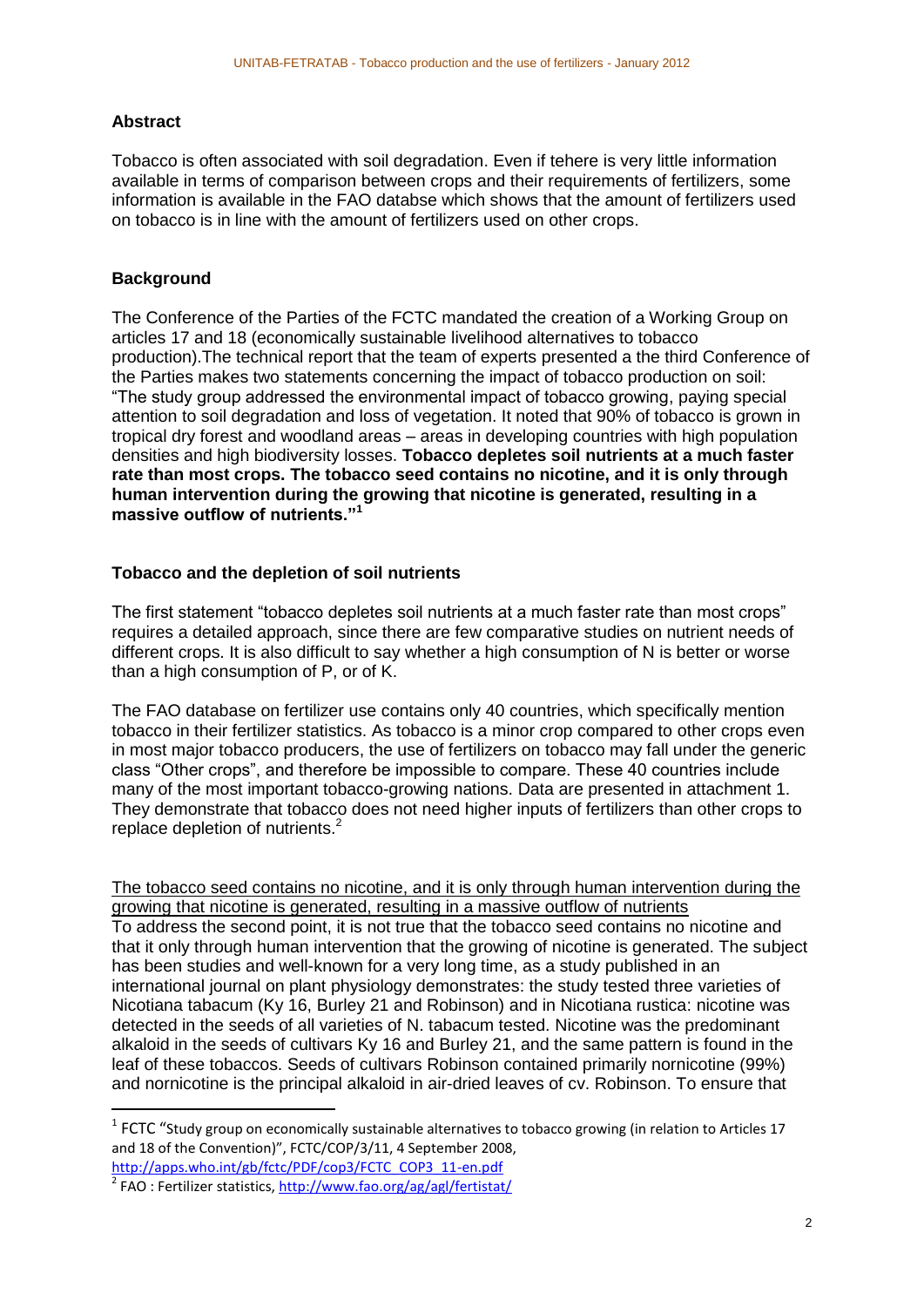**Abstract**

Tobacco is often associated with soil degradation. Even if tehere is very little information available in terms of comparison between crops and their requirements of fertilizers, some information is available in the FAO databse which shows that the amount of fertilizers used on tobacco is in line with the amount of fertilizers used on other crops.

**Background**

The Conference of the Parties of the FCTC mandated the creation of a Working Group on articles 17 and 18 (economically sustainable livelihood alternatives to tobacco production).The technical report that the team of experts presented a the third Conference of the Parties makes two statements concerning the impact of tobacco production on soil: "The study group addressed the environmental impact of tobacco growing, paying special attention to soil degradation and loss of vegetation. It noted that 90% of tobacco is grown in tropical dry forest and woodland areas – areas in developing countries with high population densities and high biodiversity losses. **Tobacco depletes soil nutrients at a much faster rate than most crops. The tobacco seed contains no nicotine, and it is only through human intervention during the growing that nicotine is generated, resulting in a massive outflow of nutrients."**[1]

**Tobacco and the depletion of soil nutrients**

The first statement "tobacco depletes soil nutrients at a much faster rate than most crops" requires a detailed approach, since there are few comparative studies on nutrient needs of different crops. It is also difficult to say whether a high consumption of N is better or worse than a high consumption of P, or of K.

The FAO database on fertilizer use contains only 40 countries, which specifically mention tobacco in their fertilizer statistics. As tobacco is a minor crop compared to other crops even in most major tobacco producers, the use of fertilizers on tobacco may fall under the generic class "Other crops", and therefore be impossible to compare. These 40 countries include many of the most important tobacco-growing nations. Data are presented in attachment 1. They demonstrate that tobacco does not need higher inputs of fertilizers than other crops to replace depletion of nutrients.[2]

The tobacco seed contains no nicotine, and it is only through human intervention during the growing that nicotine is generated, resulting in a massive outflow of nutrients

To address the second point, it is not true that the tobacco seed contains no nicotine and that it only through human intervention that the growing of nicotine is generated. The subject has been studies and well-known for a very long time, as a study published in an international journal on plant physiology demonstrates: the study tested three varieties of Nicotiana tabacum (Ky 16, Burley 21 and Robinson) and in Nicotiana rustica: nicotine was detected in the seeds of all varieties of N. tabacum tested. Nicotine was the predominant alkaloid in the seeds of cultivars Ky 16 and Burley 21, and the same pattern is found in the leaf of these tobaccos. Seeds of cultivars Robinson contained primarily nornicotine (99%) and nornicotine is the principal alkaloid in air-dried leaves of cv. Robinson. To ensure that

---

[1] FCTC "Study group on economically sustainable alternatives to tobacco growing (in relation to Articles 17 and 18 of the Convention)", FCTC/COP/3/11, 4 September 2008, http://apps.who.int/gb/fctc/PDF/cop3/FCTC_COP3_11-en.pdf

[2] FAO : Fertilizer statistics, http://www.fao.org/ag/agl/fertistat/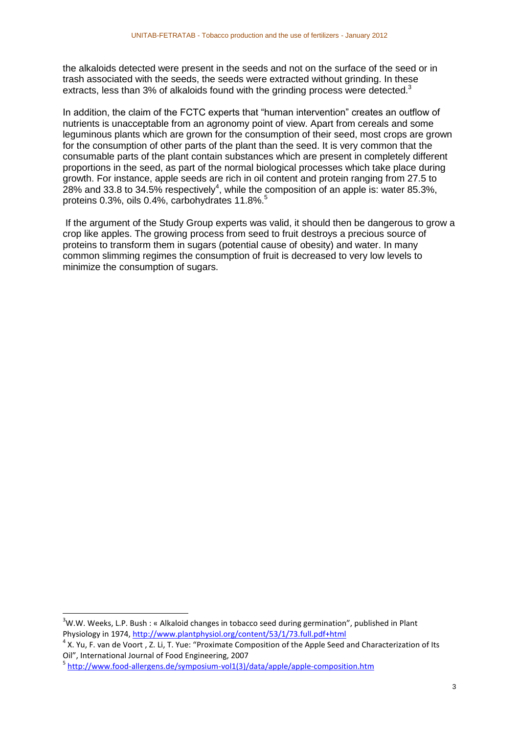the alkaloids detected were present in the seeds and not on the surface of the seed or in trash associated with the seeds, the seeds were extracted without grinding. In these extracts, less than 3% of alkaloids found with the grinding process were detected.[3]

In addition, the claim of the FCTC experts that "human intervention" creates an outflow of nutrients is unacceptable from an agronomy point of view. Apart from cereals and some leguminous plants which are grown for the consumption of their seed, most crops are grown for the consumption of other parts of the plant than the seed. It is very common that the consumable parts of the plant contain substances which are present in completely different proportions in the seed, as part of the normal biological processes which take place during growth. For instance, apple seeds are rich in oil content and protein ranging from 27.5 to 28% and 33.8 to 34.5% respectively[4], while the composition of an apple is: water 85.3%, proteins 0.3%, oils 0.4%, carbohydrates 11.8%.[5]

If the argument of the Study Group experts was valid, it should then be dangerous to grow a crop like apples. The growing process from seed to fruit destroys a precious source of proteins to transform them in sugars (potential cause of obesity) and water. In many common slimming regimes the consumption of fruit is decreased to very low levels to minimize the consumption of sugars.

---

[3] W.W. Weeks, L.P. Bush : « Alkaloid changes in tobacco seed during germination", published in Plant Physiology in 1974, http://www.plantphysiol.org/content/53/1/73.full.pdf+html

[4] X. Yu, F. van de Voort , Z. Li, T. Yue: "Proximate Composition of the Apple Seed and Characterization of Its Oil", International Journal of Food Engineering, 2007

[5] http://www.food-allergens.de/symposium-vol1(3)/data/apple/apple-composition.htm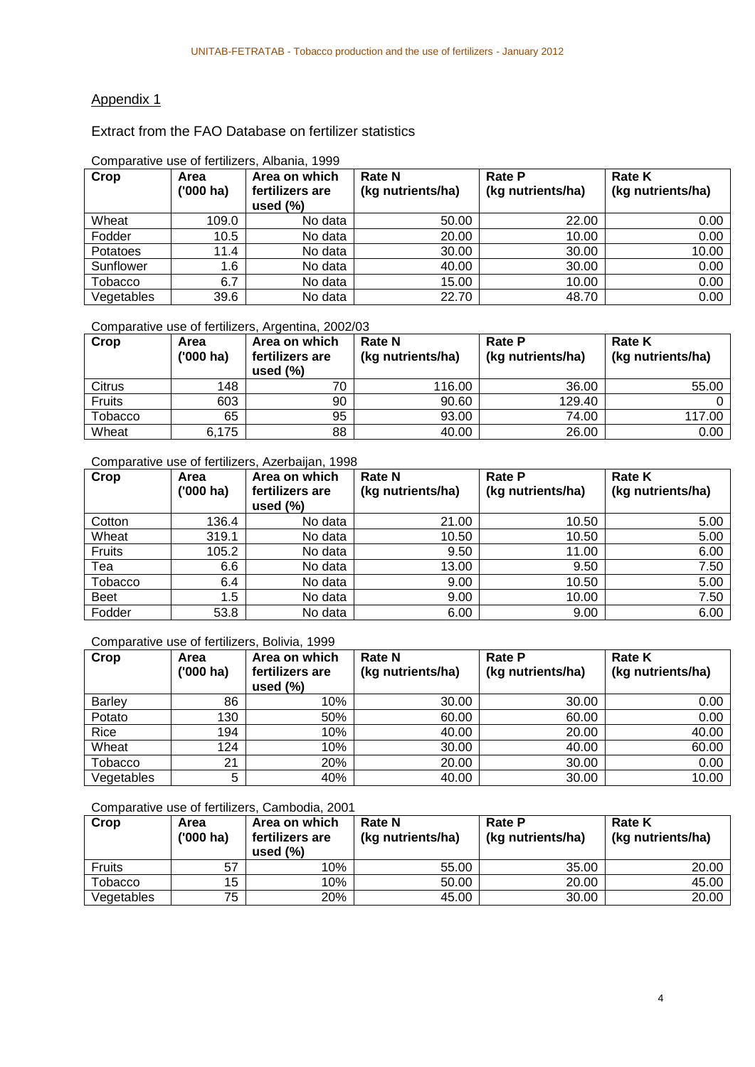## Appendix 1

Extract from the FAO Database on fertilizer statistics

Comparative use of fertilizers, Albania, 1999

| Crop | Area ('000 ha) | Area on which fertilizers are used (%) | Rate N (kg nutrients/ha) | Rate P (kg nutrients/ha) | Rate K (kg nutrients/ha) |
|---|---|---|---|---|---|
| Wheat | 109.0 | No data | 50.00 | 22.00 | 0.00 |
| Fodder | 10.5 | No data | 20.00 | 10.00 | 0.00 |
| Potatoes | 11.4 | No data | 30.00 | 30.00 | 10.00 |
| Sunflower | 1.6 | No data | 40.00 | 30.00 | 0.00 |
| Tobacco | 6.7 | No data | 15.00 | 10.00 | 0.00 |
| Vegetables | 39.6 | No data | 22.70 | 48.70 | 0.00 |

Comparative use of fertilizers, Argentina, 2002/03

| Crop | Area ('000 ha) | Area on which fertilizers are used (%) | Rate N (kg nutrients/ha) | Rate P (kg nutrients/ha) | Rate K (kg nutrients/ha) |
|---|---|---|---|---|---|
| Citrus | 148 | 70 | 116.00 | 36.00 | 55.00 |
| Fruits | 603 | 90 | 90.60 | 129.40 | 0 |
| Tobacco | 65 | 95 | 93.00 | 74.00 | 117.00 |
| Wheat | 6,175 | 88 | 40.00 | 26.00 | 0.00 |

Comparative use of fertilizers, Azerbaijan, 1998

| Crop | Area ('000 ha) | Area on which fertilizers are used (%) | Rate N (kg nutrients/ha) | Rate P (kg nutrients/ha) | Rate K (kg nutrients/ha) |
|---|---|---|---|---|---|
| Cotton | 136.4 | No data | 21.00 | 10.50 | 5.00 |
| Wheat | 319.1 | No data | 10.50 | 10.50 | 5.00 |
| Fruits | 105.2 | No data | 9.50 | 11.00 | 6.00 |
| Tea | 6.6 | No data | 13.00 | 9.50 | 7.50 |
| Tobacco | 6.4 | No data | 9.00 | 10.50 | 5.00 |
| Beet | 1.5 | No data | 9.00 | 10.00 | 7.50 |
| Fodder | 53.8 | No data | 6.00 | 9.00 | 6.00 |

Comparative use of fertilizers, Bolivia, 1999

| Crop | Area ('000 ha) | Area on which fertilizers are used (%) | Rate N (kg nutrients/ha) | Rate P (kg nutrients/ha) | Rate K (kg nutrients/ha) |
|---|---|---|---|---|---|
| Barley | 86 | 10% | 30.00 | 30.00 | 0.00 |
| Potato | 130 | 50% | 60.00 | 60.00 | 0.00 |
| Rice | 194 | 10% | 40.00 | 20.00 | 40.00 |
| Wheat | 124 | 10% | 30.00 | 40.00 | 60.00 |
| Tobacco | 21 | 20% | 20.00 | 30.00 | 0.00 |
| Vegetables | 5 | 40% | 40.00 | 30.00 | 10.00 |

Comparative use of fertilizers, Cambodia, 2001

| Crop | Area ('000 ha) | Area on which fertilizers are used (%) | Rate N (kg nutrients/ha) | Rate P (kg nutrients/ha) | Rate K (kg nutrients/ha) |
|---|---|---|---|---|---|
| Fruits | 57 | 10% | 55.00 | 35.00 | 20.00 |
| Tobacco | 15 | 10% | 50.00 | 20.00 | 45.00 |
| Vegetables | 75 | 20% | 45.00 | 30.00 | 20.00 |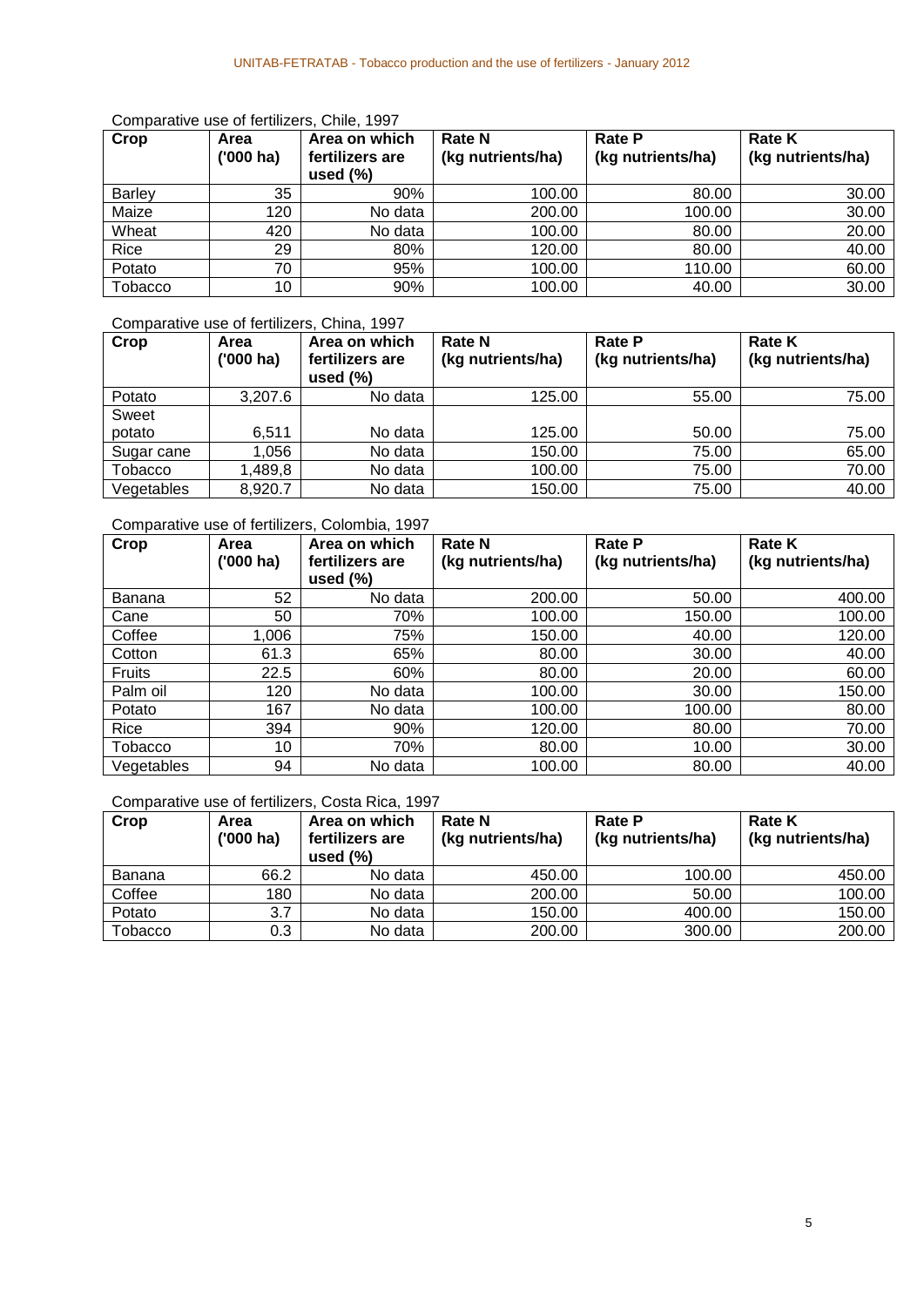Comparative use of fertilizers, Chile, 1997

| Crop | Area ('000 ha) | Area on which fertilizers are used (%) | Rate N (kg nutrients/ha) | Rate P (kg nutrients/ha) | Rate K (kg nutrients/ha) |
|---|---|---|---|---|---|
| Barley | 35 | 90% | 100.00 | 80.00 | 30.00 |
| Maize | 120 | No data | 200.00 | 100.00 | 30.00 |
| Wheat | 420 | No data | 100.00 | 80.00 | 20.00 |
| Rice | 29 | 80% | 120.00 | 80.00 | 40.00 |
| Potato | 70 | 95% | 100.00 | 110.00 | 60.00 |
| Tobacco | 10 | 90% | 100.00 | 40.00 | 30.00 |

Comparative use of fertilizers, China, 1997

| Crop | Area ('000 ha) | Area on which fertilizers are used (%) | Rate N (kg nutrients/ha) | Rate P (kg nutrients/ha) | Rate K (kg nutrients/ha) |
|---|---|---|---|---|---|
| Potato | 3,207.6 | No data | 125.00 | 55.00 | 75.00 |
| Sweet potato | 6,511 | No data | 125.00 | 50.00 | 75.00 |
| Sugar cane | 1,056 | No data | 150.00 | 75.00 | 65.00 |
| Tobacco | 1,489,8 | No data | 100.00 | 75.00 | 70.00 |
| Vegetables | 8,920.7 | No data | 150.00 | 75.00 | 40.00 |

Comparative use of fertilizers, Colombia, 1997

| Crop | Area ('000 ha) | Area on which fertilizers are used (%) | Rate N (kg nutrients/ha) | Rate P (kg nutrients/ha) | Rate K (kg nutrients/ha) |
|---|---|---|---|---|---|
| Banana | 52 | No data | 200.00 | 50.00 | 400.00 |
| Cane | 50 | 70% | 100.00 | 150.00 | 100.00 |
| Coffee | 1,006 | 75% | 150.00 | 40.00 | 120.00 |
| Cotton | 61.3 | 65% | 80.00 | 30.00 | 40.00 |
| Fruits | 22.5 | 60% | 80.00 | 20.00 | 60.00 |
| Palm oil | 120 | No data | 100.00 | 30.00 | 150.00 |
| Potato | 167 | No data | 100.00 | 100.00 | 80.00 |
| Rice | 394 | 90% | 120.00 | 80.00 | 70.00 |
| Tobacco | 10 | 70% | 80.00 | 10.00 | 30.00 |
| Vegetables | 94 | No data | 100.00 | 80.00 | 40.00 |

Comparative use of fertilizers, Costa Rica, 1997

| Crop | Area ('000 ha) | Area on which fertilizers are used (%) | Rate N (kg nutrients/ha) | Rate P (kg nutrients/ha) | Rate K (kg nutrients/ha) |
|---|---|---|---|---|---|
| Banana | 66.2 | No data | 450.00 | 100.00 | 450.00 |
| Coffee | 180 | No data | 200.00 | 50.00 | 100.00 |
| Potato | 3.7 | No data | 150.00 | 400.00 | 150.00 |
| Tobacco | 0.3 | No data | 200.00 | 300.00 | 200.00 |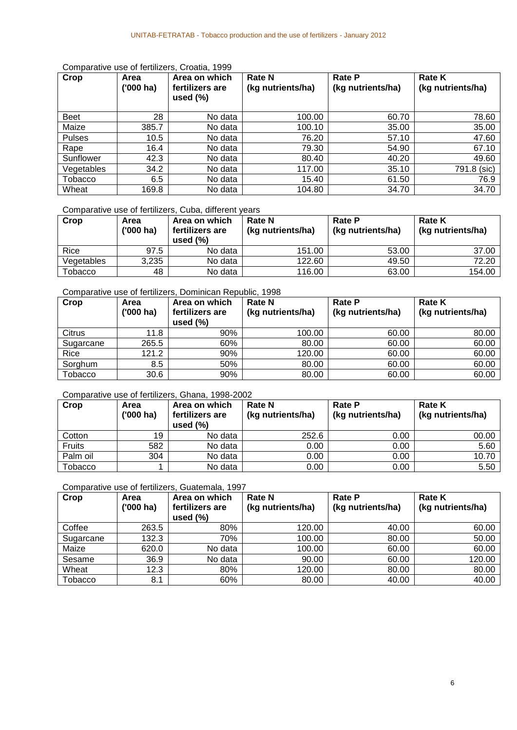Comparative use of fertilizers, Croatia, 1999

| Crop | Area ('000 ha) | Area on which fertilizers are used (%) | Rate N (kg nutrients/ha) | Rate P (kg nutrients/ha) | Rate K (kg nutrients/ha) |
|---|---|---|---|---|---|
| Beet | 28 | No data | 100.00 | 60.70 | 78.60 |
| Maize | 385.7 | No data | 100.10 | 35.00 | 35.00 |
| Pulses | 10.5 | No data | 76.20 | 57.10 | 47.60 |
| Rape | 16.4 | No data | 79.30 | 54.90 | 67.10 |
| Sunflower | 42.3 | No data | 80.40 | 40.20 | 49.60 |
| Vegetables | 34.2 | No data | 117.00 | 35.10 | 791.8 (sic) |
| Tobacco | 6.5 | No data | 15.40 | 61.50 | 76.9 |
| Wheat | 169.8 | No data | 104.80 | 34.70 | 34.70 |

Comparative use of fertilizers, Cuba, different years

| Crop | Area ('000 ha) | Area on which fertilizers are used (%) | Rate N (kg nutrients/ha) | Rate P (kg nutrients/ha) | Rate K (kg nutrients/ha) |
|---|---|---|---|---|---|
| Rice | 97.5 | No data | 151.00 | 53.00 | 37.00 |
| Vegetables | 3,235 | No data | 122.60 | 49.50 | 72.20 |
| Tobacco | 48 | No data | 116.00 | 63.00 | 154.00 |

Comparative use of fertilizers, Dominican Republic, 1998

| Crop | Area ('000 ha) | Area on which fertilizers are used (%) | Rate N (kg nutrients/ha) | Rate P (kg nutrients/ha) | Rate K (kg nutrients/ha) |
|---|---|---|---|---|---|
| Citrus | 11.8 | 90% | 100.00 | 60.00 | 80.00 |
| Sugarcane | 265.5 | 60% | 80.00 | 60.00 | 60.00 |
| Rice | 121.2 | 90% | 120.00 | 60.00 | 60.00 |
| Sorghum | 8.5 | 50% | 80.00 | 60.00 | 60.00 |
| Tobacco | 30.6 | 90% | 80.00 | 60.00 | 60.00 |

Comparative use of fertilizers, Ghana, 1998-2002

| Crop | Area ('000 ha) | Area on which fertilizers are used (%) | Rate N (kg nutrients/ha) | Rate P (kg nutrients/ha) | Rate K (kg nutrients/ha) |
|---|---|---|---|---|---|
| Cotton | 19 | No data | 252.6 | 0.00 | 00.00 |
| Fruits | 582 | No data | 0.00 | 0.00 | 5.60 |
| Palm oil | 304 | No data | 0.00 | 0.00 | 10.70 |
| Tobacco | 1 | No data | 0.00 | 0.00 | 5.50 |

Comparative use of fertilizers, Guatemala, 1997

| Crop | Area ('000 ha) | Area on which fertilizers are used (%) | Rate N (kg nutrients/ha) | Rate P (kg nutrients/ha) | Rate K (kg nutrients/ha) |
|---|---|---|---|---|---|
| Coffee | 263.5 | 80% | 120.00 | 40.00 | 60.00 |
| Sugarcane | 132.3 | 70% | 100.00 | 80.00 | 50.00 |
| Maize | 620.0 | No data | 100.00 | 60.00 | 60.00 |
| Sesame | 36.9 | No data | 90.00 | 60.00 | 120.00 |
| Wheat | 12.3 | 80% | 120.00 | 80.00 | 80.00 |
| Tobacco | 8.1 | 60% | 80.00 | 40.00 | 40.00 |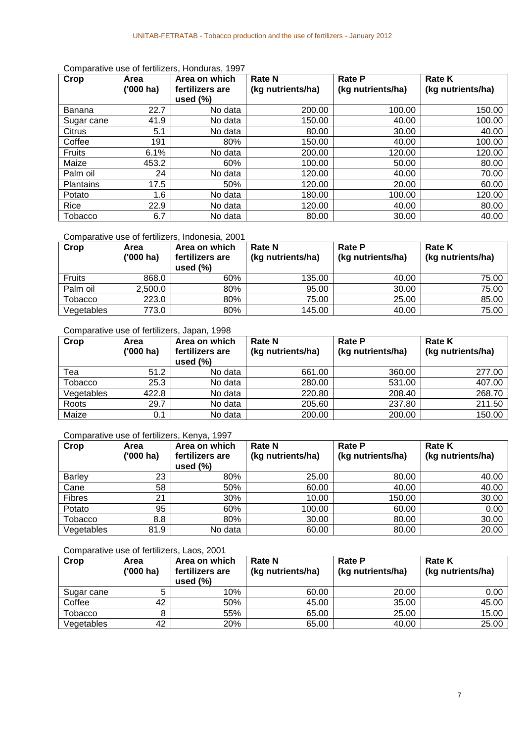Comparative use of fertilizers, Honduras, 1997

| Crop | Area ('000 ha) | Area on which fertilizers are used (%) | Rate N (kg nutrients/ha) | Rate P (kg nutrients/ha) | Rate K (kg nutrients/ha) |
|---|---|---|---|---|---|
| Banana | 22.7 | No data | 200.00 | 100.00 | 150.00 |
| Sugar cane | 41.9 | No data | 150.00 | 40.00 | 100.00 |
| Citrus | 5.1 | No data | 80.00 | 30.00 | 40.00 |
| Coffee | 191 | 80% | 150.00 | 40.00 | 100.00 |
| Fruits | 6.1% | No data | 200.00 | 120.00 | 120.00 |
| Maize | 453.2 | 60% | 100.00 | 50.00 | 80.00 |
| Palm oil | 24 | No data | 120.00 | 40.00 | 70.00 |
| Plantains | 17.5 | 50% | 120.00 | 20.00 | 60.00 |
| Potato | 1.6 | No data | 180.00 | 100.00 | 120.00 |
| Rice | 22.9 | No data | 120.00 | 40.00 | 80.00 |
| Tobacco | 6.7 | No data | 80.00 | 30.00 | 40.00 |

Comparative use of fertilizers, Indonesia, 2001

| Crop | Area ('000 ha) | Area on which fertilizers are used (%) | Rate N (kg nutrients/ha) | Rate P (kg nutrients/ha) | Rate K (kg nutrients/ha) |
|---|---|---|---|---|---|
| Fruits | 868.0 | 60% | 135.00 | 40.00 | 75.00 |
| Palm oil | 2,500.0 | 80% | 95.00 | 30.00 | 75.00 |
| Tobacco | 223.0 | 80% | 75.00 | 25.00 | 85.00 |
| Vegetables | 773.0 | 80% | 145.00 | 40.00 | 75.00 |

Comparative use of fertilizers, Japan, 1998

| Crop | Area ('000 ha) | Area on which fertilizers are used (%) | Rate N (kg nutrients/ha) | Rate P (kg nutrients/ha) | Rate K (kg nutrients/ha) |
|---|---|---|---|---|---|
| Tea | 51.2 | No data | 661.00 | 360.00 | 277.00 |
| Tobacco | 25.3 | No data | 280.00 | 531.00 | 407.00 |
| Vegetables | 422.8 | No data | 220.80 | 208.40 | 268.70 |
| Roots | 29.7 | No data | 205.60 | 237.80 | 211.50 |
| Maize | 0.1 | No data | 200.00 | 200.00 | 150.00 |

Comparative use of fertilizers, Kenya, 1997

| Crop | Area ('000 ha) | Area on which fertilizers are used (%) | Rate N (kg nutrients/ha) | Rate P (kg nutrients/ha) | Rate K (kg nutrients/ha) |
|---|---|---|---|---|---|
| Barley | 23 | 80% | 25.00 | 80.00 | 40.00 |
| Cane | 58 | 50% | 60.00 | 40.00 | 40.00 |
| Fibres | 21 | 30% | 10.00 | 150.00 | 30.00 |
| Potato | 95 | 60% | 100.00 | 60.00 | 0.00 |
| Tobacco | 8.8 | 80% | 30.00 | 80.00 | 30.00 |
| Vegetables | 81.9 | No data | 60.00 | 80.00 | 20.00 |

Comparative use of fertilizers, Laos, 2001

| Crop | Area ('000 ha) | Area on which fertilizers are used (%) | Rate N (kg nutrients/ha) | Rate P (kg nutrients/ha) | Rate K (kg nutrients/ha) |
|---|---|---|---|---|---|
| Sugar cane | 5 | 10% | 60.00 | 20.00 | 0.00 |
| Coffee | 42 | 50% | 45.00 | 35.00 | 45.00 |
| Tobacco | 8 | 55% | 65.00 | 25.00 | 15.00 |
| Vegetables | 42 | 20% | 65.00 | 40.00 | 25.00 |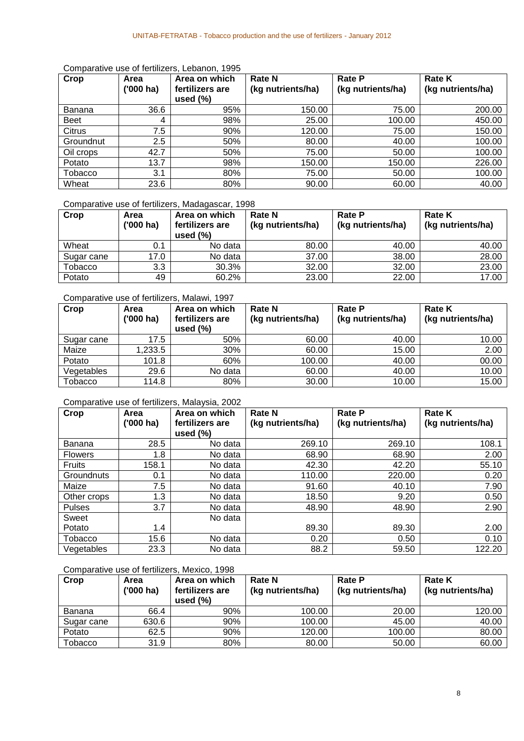Comparative use of fertilizers, Lebanon, 1995

| Crop | Area ('000 ha) | Area on which fertilizers are used (%) | Rate N (kg nutrients/ha) | Rate P (kg nutrients/ha) | Rate K (kg nutrients/ha) |
|---|---|---|---|---|---|
| Banana | 36.6 | 95% | 150.00 | 75.00 | 200.00 |
| Beet | 4 | 98% | 25.00 | 100.00 | 450.00 |
| Citrus | 7.5 | 90% | 120.00 | 75.00 | 150.00 |
| Groundnut | 2.5 | 50% | 80.00 | 40.00 | 100.00 |
| Oil crops | 42.7 | 50% | 75.00 | 50.00 | 100.00 |
| Potato | 13.7 | 98% | 150.00 | 150.00 | 226.00 |
| Tobacco | 3.1 | 80% | 75.00 | 50.00 | 100.00 |
| Wheat | 23.6 | 80% | 90.00 | 60.00 | 40.00 |

Comparative use of fertilizers, Madagascar, 1998

| Crop | Area ('000 ha) | Area on which fertilizers are used (%) | Rate N (kg nutrients/ha) | Rate P (kg nutrients/ha) | Rate K (kg nutrients/ha) |
|---|---|---|---|---|---|
| Wheat | 0.1 | No data | 80.00 | 40.00 | 40.00 |
| Sugar cane | 17.0 | No data | 37.00 | 38.00 | 28.00 |
| Tobacco | 3.3 | 30.3% | 32.00 | 32.00 | 23.00 |
| Potato | 49 | 60.2% | 23.00 | 22.00 | 17.00 |

Comparative use of fertilizers, Malawi, 1997

| Crop | Area ('000 ha) | Area on which fertilizers are used (%) | Rate N (kg nutrients/ha) | Rate P (kg nutrients/ha) | Rate K (kg nutrients/ha) |
|---|---|---|---|---|---|
| Sugar cane | 17.5 | 50% | 60.00 | 40.00 | 10.00 |
| Maize | 1,233.5 | 30% | 60.00 | 15.00 | 2.00 |
| Potato | 101.8 | 60% | 100.00 | 40.00 | 00.00 |
| Vegetables | 29.6 | No data | 60.00 | 40.00 | 10.00 |
| Tobacco | 114.8 | 80% | 30.00 | 10.00 | 15.00 |

Comparative use of fertilizers, Malaysia, 2002

| Crop | Area ('000 ha) | Area on which fertilizers are used (%) | Rate N (kg nutrients/ha) | Rate P (kg nutrients/ha) | Rate K (kg nutrients/ha) |
|---|---|---|---|---|---|
| Banana | 28.5 | No data | 269.10 | 269.10 | 108.1 |
| Flowers | 1.8 | No data | 68.90 | 68.90 | 2.00 |
| Fruits | 158.1 | No data | 42.30 | 42.20 | 55.10 |
| Groundnuts | 0.1 | No data | 110.00 | 220.00 | 0.20 |
| Maize | 7.5 | No data | 91.60 | 40.10 | 7.90 |
| Other crops | 1.3 | No data | 18.50 | 9.20 | 0.50 |
| Pulses | 3.7 | No data | 48.90 | 48.90 | 2.90 |
| Sweet Potato | 1.4 | No data | 89.30 | 89.30 | 2.00 |
| Tobacco | 15.6 | No data | 0.20 | 0.50 | 0.10 |
| Vegetables | 23.3 | No data | 88.2 | 59.50 | 122.20 |

Comparative use of fertilizers, Mexico, 1998

| Crop | Area ('000 ha) | Area on which fertilizers are used (%) | Rate N (kg nutrients/ha) | Rate P (kg nutrients/ha) | Rate K (kg nutrients/ha) |
|---|---|---|---|---|---|
| Banana | 66.4 | 90% | 100.00 | 20.00 | 120.00 |
| Sugar cane | 630.6 | 90% | 100.00 | 45.00 | 40.00 |
| Potato | 62.5 | 90% | 120.00 | 100.00 | 80.00 |
| Tobacco | 31.9 | 80% | 80.00 | 50.00 | 60.00 |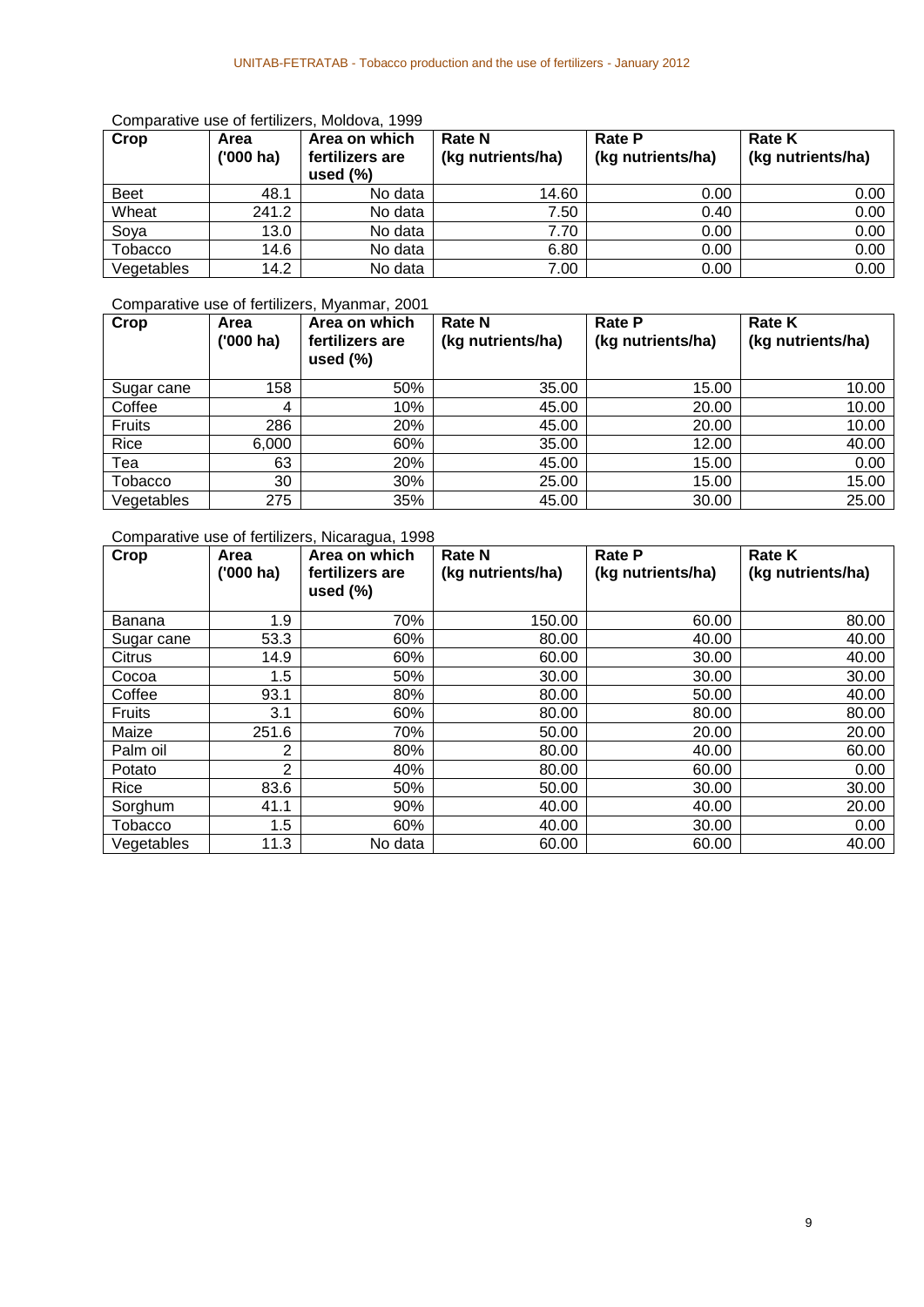Comparative use of fertilizers, Moldova, 1999

| Crop | Area ('000 ha) | Area on which fertilizers are used (%) | Rate N (kg nutrients/ha) | Rate P (kg nutrients/ha) | Rate K (kg nutrients/ha) |
|---|---|---|---|---|---|
| Beet | 48.1 | No data | 14.60 | 0.00 | 0.00 |
| Wheat | 241.2 | No data | 7.50 | 0.40 | 0.00 |
| Soya | 13.0 | No data | 7.70 | 0.00 | 0.00 |
| Tobacco | 14.6 | No data | 6.80 | 0.00 | 0.00 |
| Vegetables | 14.2 | No data | 7.00 | 0.00 | 0.00 |

Comparative use of fertilizers, Myanmar, 2001

| Crop | Area ('000 ha) | Area on which fertilizers are used (%) | Rate N (kg nutrients/ha) | Rate P (kg nutrients/ha) | Rate K (kg nutrients/ha) |
|---|---|---|---|---|---|
| Sugar cane | 158 | 50% | 35.00 | 15.00 | 10.00 |
| Coffee | 4 | 10% | 45.00 | 20.00 | 10.00 |
| Fruits | 286 | 20% | 45.00 | 20.00 | 10.00 |
| Rice | 6,000 | 60% | 35.00 | 12.00 | 40.00 |
| Tea | 63 | 20% | 45.00 | 15.00 | 0.00 |
| Tobacco | 30 | 30% | 25.00 | 15.00 | 15.00 |
| Vegetables | 275 | 35% | 45.00 | 30.00 | 25.00 |

Comparative use of fertilizers, Nicaragua, 1998

| Crop | Area ('000 ha) | Area on which fertilizers are used (%) | Rate N (kg nutrients/ha) | Rate P (kg nutrients/ha) | Rate K (kg nutrients/ha) |
|---|---|---|---|---|---|
| Banana | 1.9 | 70% | 150.00 | 60.00 | 80.00 |
| Sugar cane | 53.3 | 60% | 80.00 | 40.00 | 40.00 |
| Citrus | 14.9 | 60% | 60.00 | 30.00 | 40.00 |
| Cocoa | 1.5 | 50% | 30.00 | 30.00 | 30.00 |
| Coffee | 93.1 | 80% | 80.00 | 50.00 | 40.00 |
| Fruits | 3.1 | 60% | 80.00 | 80.00 | 80.00 |
| Maize | 251.6 | 70% | 50.00 | 20.00 | 20.00 |
| Palm oil | 2 | 80% | 80.00 | 40.00 | 60.00 |
| Potato | 2 | 40% | 80.00 | 60.00 | 0.00 |
| Rice | 83.6 | 50% | 50.00 | 30.00 | 30.00 |
| Sorghum | 41.1 | 90% | 40.00 | 40.00 | 20.00 |
| Tobacco | 1.5 | 60% | 40.00 | 30.00 | 0.00 |
| Vegetables | 11.3 | No data | 60.00 | 60.00 | 40.00 |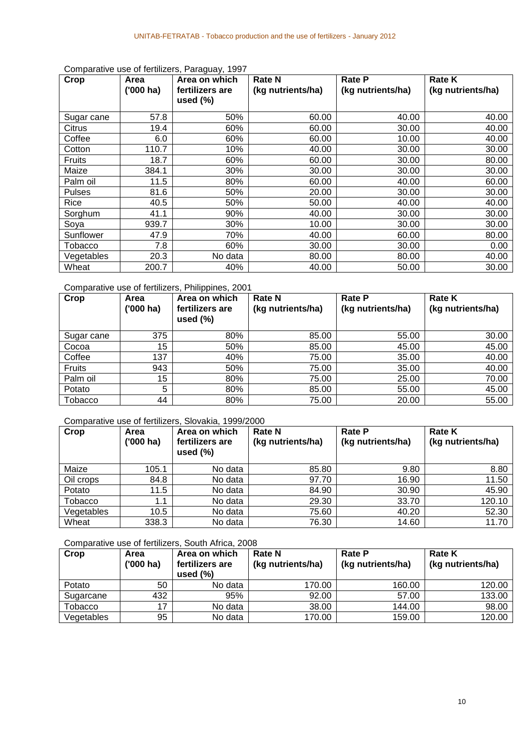Comparative use of fertilizers, Paraguay, 1997

| Crop | Area ('000 ha) | Area on which fertilizers are used (%) | Rate N (kg nutrients/ha) | Rate P (kg nutrients/ha) | Rate K (kg nutrients/ha) |
|---|---|---|---|---|---|
| Sugar cane | 57.8 | 50% | 60.00 | 40.00 | 40.00 |
| Citrus | 19.4 | 60% | 60.00 | 30.00 | 40.00 |
| Coffee | 6.0 | 60% | 60.00 | 10.00 | 40.00 |
| Cotton | 110.7 | 10% | 40.00 | 30.00 | 30.00 |
| Fruits | 18.7 | 60% | 60.00 | 30.00 | 80.00 |
| Maize | 384.1 | 30% | 30.00 | 30.00 | 30.00 |
| Palm oil | 11.5 | 80% | 60.00 | 40.00 | 60.00 |
| Pulses | 81.6 | 50% | 20.00 | 30.00 | 30.00 |
| Rice | 40.5 | 50% | 50.00 | 40.00 | 40.00 |
| Sorghum | 41.1 | 90% | 40.00 | 30.00 | 30.00 |
| Soya | 939.7 | 30% | 10.00 | 30.00 | 30.00 |
| Sunflower | 47.9 | 70% | 40.00 | 60.00 | 80.00 |
| Tobacco | 7.8 | 60% | 30.00 | 30.00 | 0.00 |
| Vegetables | 20.3 | No data | 80.00 | 80.00 | 40.00 |
| Wheat | 200.7 | 40% | 40.00 | 50.00 | 30.00 |

Comparative use of fertilizers, Philippines, 2001

| Crop | Area ('000 ha) | Area on which fertilizers are used (%) | Rate N (kg nutrients/ha) | Rate P (kg nutrients/ha) | Rate K (kg nutrients/ha) |
|---|---|---|---|---|---|
| Sugar cane | 375 | 80% | 85.00 | 55.00 | 30.00 |
| Cocoa | 15 | 50% | 85.00 | 45.00 | 45.00 |
| Coffee | 137 | 40% | 75.00 | 35.00 | 40.00 |
| Fruits | 943 | 50% | 75.00 | 35.00 | 40.00 |
| Palm oil | 15 | 80% | 75.00 | 25.00 | 70.00 |
| Potato | 5 | 80% | 85.00 | 55.00 | 45.00 |
| Tobacco | 44 | 80% | 75.00 | 20.00 | 55.00 |

Comparative use of fertilizers, Slovakia, 1999/2000

| Crop | Area ('000 ha) | Area on which fertilizers are used (%) | Rate N (kg nutrients/ha) | Rate P (kg nutrients/ha) | Rate K (kg nutrients/ha) |
|---|---|---|---|---|---|
| Maize | 105.1 | No data | 85.80 | 9.80 | 8.80 |
| Oil crops | 84.8 | No data | 97.70 | 16.90 | 11.50 |
| Potato | 11.5 | No data | 84.90 | 30.90 | 45.90 |
| Tobacco | 1.1 | No data | 29.30 | 33.70 | 120.10 |
| Vegetables | 10.5 | No data | 75.60 | 40.20 | 52.30 |
| Wheat | 338.3 | No data | 76.30 | 14.60 | 11.70 |

Comparative use of fertilizers, South Africa, 2008

| Crop | Area ('000 ha) | Area on which fertilizers are used (%) | Rate N (kg nutrients/ha) | Rate P (kg nutrients/ha) | Rate K (kg nutrients/ha) |
|---|---|---|---|---|---|
| Potato | 50 | No data | 170.00 | 160.00 | 120.00 |
| Sugarcane | 432 | 95% | 92.00 | 57.00 | 133.00 |
| Tobacco | 17 | No data | 38.00 | 144.00 | 98.00 |
| Vegetables | 95 | No data | 170.00 | 159.00 | 120.00 |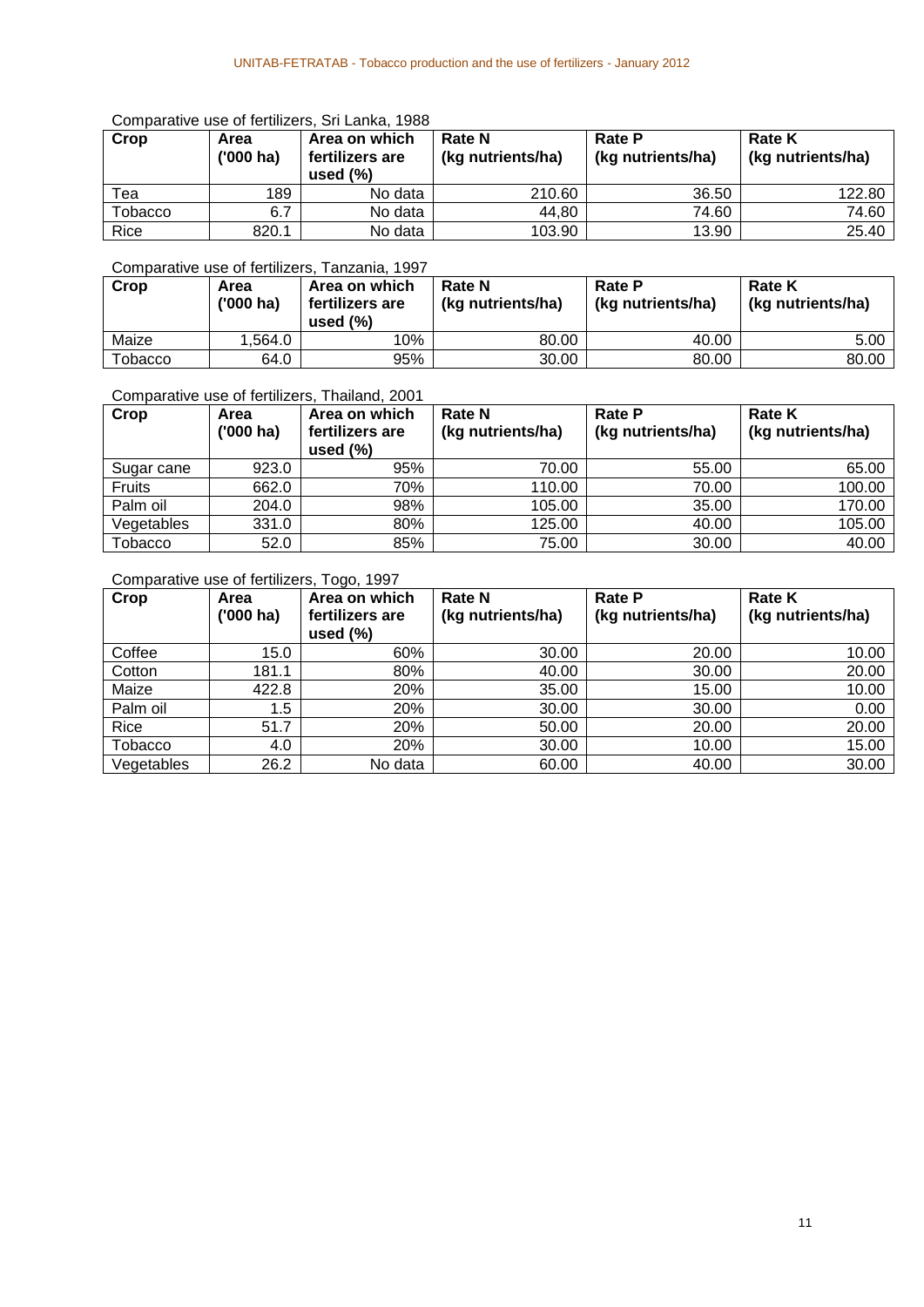Comparative use of fertilizers, Sri Lanka, 1988

| Crop | Area ('000 ha) | Area on which fertilizers are used (%) | Rate N (kg nutrients/ha) | Rate P (kg nutrients/ha) | Rate K (kg nutrients/ha) |
|---|---|---|---|---|---|
| Tea | 189 | No data | 210.60 | 36.50 | 122.80 |
| Tobacco | 6.7 | No data | 44,80 | 74.60 | 74.60 |
| Rice | 820.1 | No data | 103.90 | 13.90 | 25.40 |

Comparative use of fertilizers, Tanzania, 1997

| Crop | Area ('000 ha) | Area on which fertilizers are used (%) | Rate N (kg nutrients/ha) | Rate P (kg nutrients/ha) | Rate K (kg nutrients/ha) |
|---|---|---|---|---|---|
| Maize | 1,564.0 | 10% | 80.00 | 40.00 | 5.00 |
| Tobacco | 64.0 | 95% | 30.00 | 80.00 | 80.00 |

Comparative use of fertilizers, Thailand, 2001

| Crop | Area ('000 ha) | Area on which fertilizers are used (%) | Rate N (kg nutrients/ha) | Rate P (kg nutrients/ha) | Rate K (kg nutrients/ha) |
|---|---|---|---|---|---|
| Sugar cane | 923.0 | 95% | 70.00 | 55.00 | 65.00 |
| Fruits | 662.0 | 70% | 110.00 | 70.00 | 100.00 |
| Palm oil | 204.0 | 98% | 105.00 | 35.00 | 170.00 |
| Vegetables | 331.0 | 80% | 125.00 | 40.00 | 105.00 |
| Tobacco | 52.0 | 85% | 75.00 | 30.00 | 40.00 |

Comparative use of fertilizers, Togo, 1997

| Crop | Area ('000 ha) | Area on which fertilizers are used (%) | Rate N (kg nutrients/ha) | Rate P (kg nutrients/ha) | Rate K (kg nutrients/ha) |
|---|---|---|---|---|---|
| Coffee | 15.0 | 60% | 30.00 | 20.00 | 10.00 |
| Cotton | 181.1 | 80% | 40.00 | 30.00 | 20.00 |
| Maize | 422.8 | 20% | 35.00 | 15.00 | 10.00 |
| Palm oil | 1.5 | 20% | 30.00 | 30.00 | 0.00 |
| Rice | 51.7 | 20% | 50.00 | 20.00 | 20.00 |
| Tobacco | 4.0 | 20% | 30.00 | 10.00 | 15.00 |
| Vegetables | 26.2 | No data | 60.00 | 40.00 | 30.00 |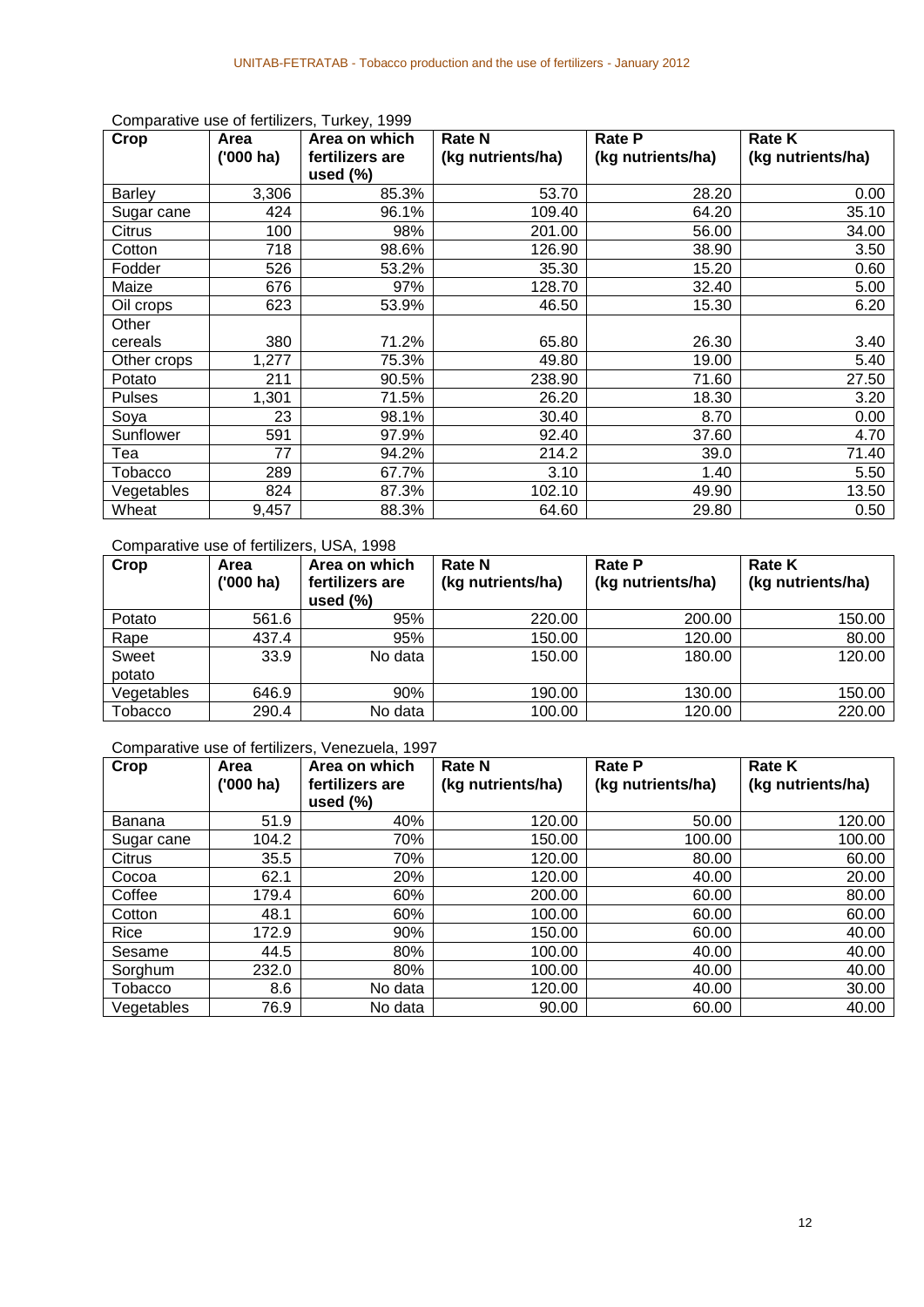Comparative use of fertilizers, Turkey, 1999

| Crop | Area ('000 ha) | Area on which fertilizers are used (%) | Rate N (kg nutrients/ha) | Rate P (kg nutrients/ha) | Rate K (kg nutrients/ha) |
|---|---|---|---|---|---|
| Barley | 3,306 | 85.3% | 53.70 | 28.20 | 0.00 |
| Sugar cane | 424 | 96.1% | 109.40 | 64.20 | 35.10 |
| Citrus | 100 | 98% | 201.00 | 56.00 | 34.00 |
| Cotton | 718 | 98.6% | 126.90 | 38.90 | 3.50 |
| Fodder | 526 | 53.2% | 35.30 | 15.20 | 0.60 |
| Maize | 676 | 97% | 128.70 | 32.40 | 5.00 |
| Oil crops | 623 | 53.9% | 46.50 | 15.30 | 6.20 |
| Other cereals | 380 | 71.2% | 65.80 | 26.30 | 3.40 |
| Other crops | 1,277 | 75.3% | 49.80 | 19.00 | 5.40 |
| Potato | 211 | 90.5% | 238.90 | 71.60 | 27.50 |
| Pulses | 1,301 | 71.5% | 26.20 | 18.30 | 3.20 |
| Soya | 23 | 98.1% | 30.40 | 8.70 | 0.00 |
| Sunflower | 591 | 97.9% | 92.40 | 37.60 | 4.70 |
| Tea | 77 | 94.2% | 214.2 | 39.0 | 71.40 |
| Tobacco | 289 | 67.7% | 3.10 | 1.40 | 5.50 |
| Vegetables | 824 | 87.3% | 102.10 | 49.90 | 13.50 |
| Wheat | 9,457 | 88.3% | 64.60 | 29.80 | 0.50 |

Comparative use of fertilizers, USA, 1998

| Crop | Area ('000 ha) | Area on which fertilizers are used (%) | Rate N (kg nutrients/ha) | Rate P (kg nutrients/ha) | Rate K (kg nutrients/ha) |
|---|---|---|---|---|---|
| Potato | 561.6 | 95% | 220.00 | 200.00 | 150.00 |
| Rape | 437.4 | 95% | 150.00 | 120.00 | 80.00 |
| Sweet potato | 33.9 | No data | 150.00 | 180.00 | 120.00 |
| Vegetables | 646.9 | 90% | 190.00 | 130.00 | 150.00 |
| Tobacco | 290.4 | No data | 100.00 | 120.00 | 220.00 |

Comparative use of fertilizers, Venezuela, 1997

| Crop | Area ('000 ha) | Area on which fertilizers are used (%) | Rate N (kg nutrients/ha) | Rate P (kg nutrients/ha) | Rate K (kg nutrients/ha) |
|---|---|---|---|---|---|
| Banana | 51.9 | 40% | 120.00 | 50.00 | 120.00 |
| Sugar cane | 104.2 | 70% | 150.00 | 100.00 | 100.00 |
| Citrus | 35.5 | 70% | 120.00 | 80.00 | 60.00 |
| Cocoa | 62.1 | 20% | 120.00 | 40.00 | 20.00 |
| Coffee | 179.4 | 60% | 200.00 | 60.00 | 80.00 |
| Cotton | 48.1 | 60% | 100.00 | 60.00 | 60.00 |
| Rice | 172.9 | 90% | 150.00 | 60.00 | 40.00 |
| Sesame | 44.5 | 80% | 100.00 | 40.00 | 40.00 |
| Sorghum | 232.0 | 80% | 100.00 | 40.00 | 40.00 |
| Tobacco | 8.6 | No data | 120.00 | 40.00 | 30.00 |
| Vegetables | 76.9 | No data | 90.00 | 60.00 | 40.00 |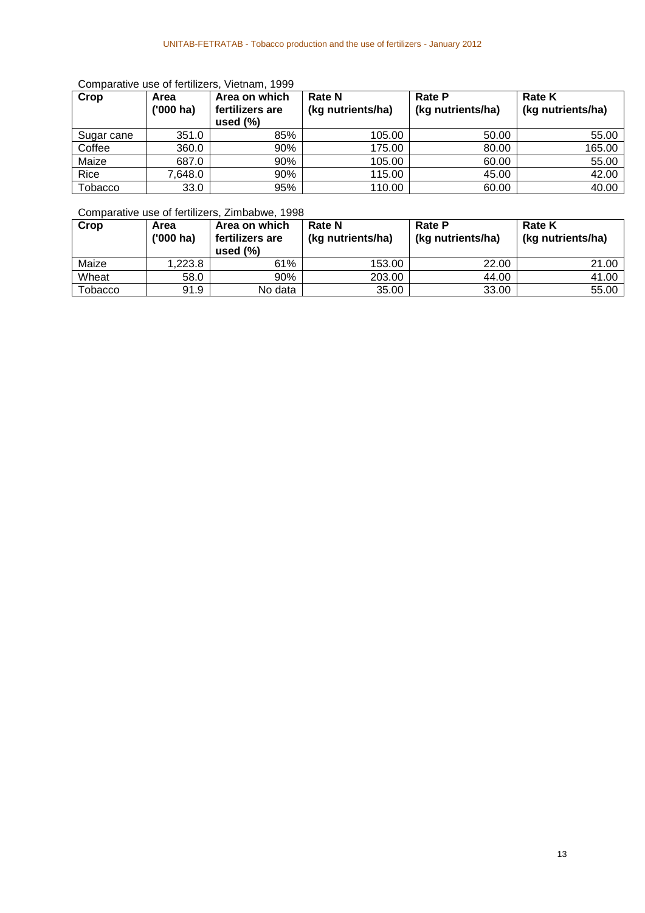Comparative use of fertilizers, Vietnam, 1999

| Crop | Area ('000 ha) | Area on which fertilizers are used (%) | Rate N (kg nutrients/ha) | Rate P (kg nutrients/ha) | Rate K (kg nutrients/ha) |
|---|---|---|---|---|---|
| Sugar cane | 351.0 | 85% | 105.00 | 50.00 | 55.00 |
| Coffee | 360.0 | 90% | 175.00 | 80.00 | 165.00 |
| Maize | 687.0 | 90% | 105.00 | 60.00 | 55.00 |
| Rice | 7,648.0 | 90% | 115.00 | 45.00 | 42.00 |
| Tobacco | 33.0 | 95% | 110.00 | 60.00 | 40.00 |

Comparative use of fertilizers, Zimbabwe, 1998

| Crop | Area ('000 ha) | Area on which fertilizers are used (%) | Rate N (kg nutrients/ha) | Rate P (kg nutrients/ha) | Rate K (kg nutrients/ha) |
|---|---|---|---|---|---|
| Maize | 1,223.8 | 61% | 153.00 | 22.00 | 21.00 |
| Wheat | 58.0 | 90% | 203.00 | 44.00 | 41.00 |
| Tobacco | 91.9 | No data | 35.00 | 33.00 | 55.00 |